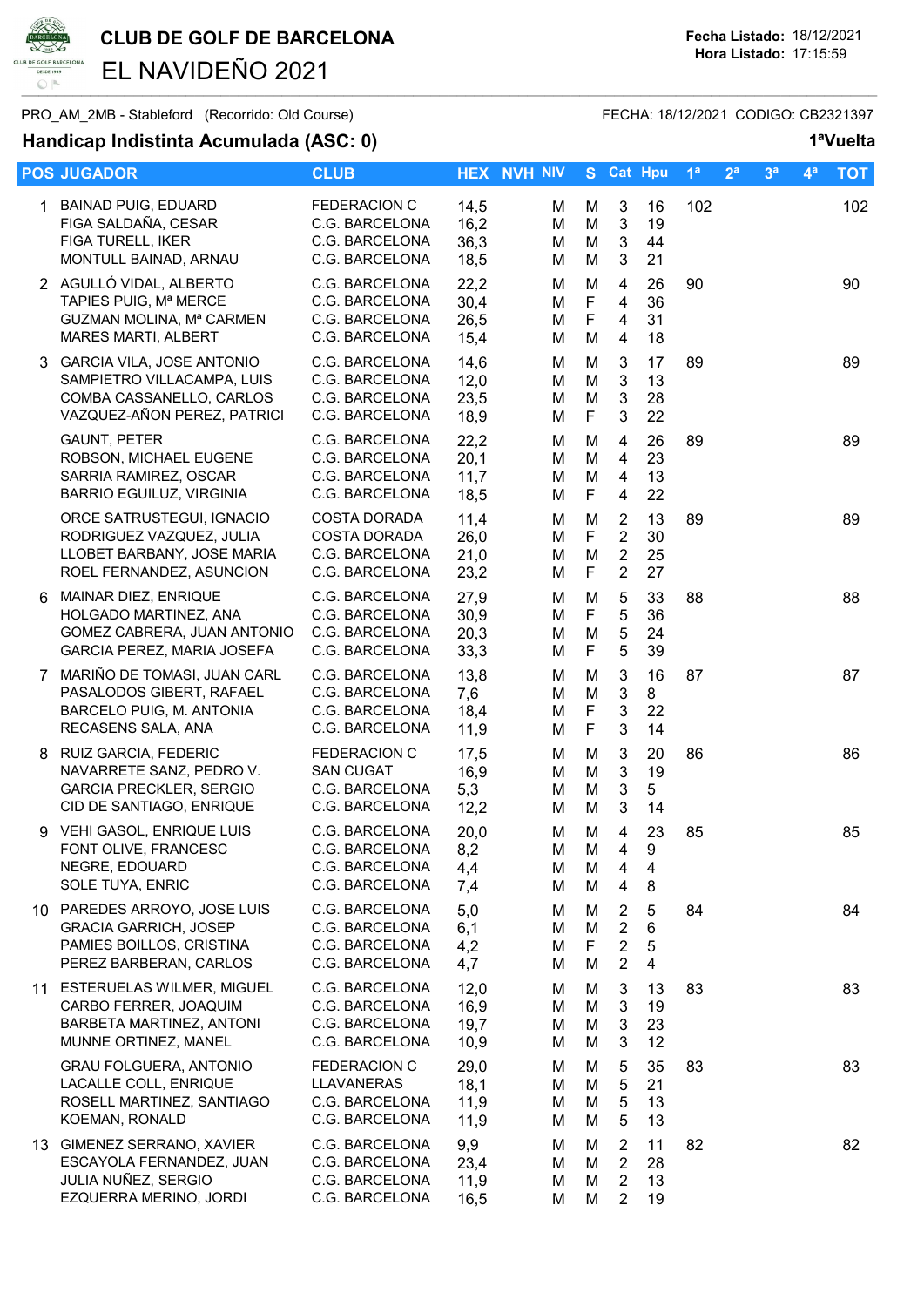# CLUB DE GOLF DE BARCELONA

## EL NAVIDEÑO 2021

**Fecha Listado:** 18/12/2021
**Hora Listado:** 17:15:59

PRO_AM_2MB - Stableford (Recorrido: Old Course)

FECHA: 18/12/2021 CODIGO: CB2321397

### Handicap Indistinta Acumulada (ASC: 0)

**1ªVuelta**

| POS | JUGADOR | CLUB | HEX | NVH | NIV | S | Cat | Hpu | 1ª | 2ª | 3ª | 4ª | TOT |
|---|---|---|---|---|---|---|---|---|---|---|---|---|---|
| 1 | BAINAD PUIG, EDUARD | FEDERACION C | 14,5 | | M | M | 3 | 16 | 102 | | | | 102 |
| | FIGA SALDAÑA, CESAR | C.G. BARCELONA | 16,2 | | M | M | 3 | 19 | | | | | |
| | FIGA TURELL, IKER | C.G. BARCELONA | 36,3 | | M | M | 3 | 44 | | | | | |
| | MONTULL BAINAD, ARNAU | C.G. BARCELONA | 18,5 | | M | M | 3 | 21 | | | | | |
| 2 | AGULLÓ VIDAL, ALBERTO | C.G. BARCELONA | 22,2 | | M | M | 4 | 26 | 90 | | | | 90 |
| | TAPIES PUIG, Mª MERCE | C.G. BARCELONA | 30,4 | | M | F | 4 | 36 | | | | | |
| | GUZMAN MOLINA, Mª CARMEN | C.G. BARCELONA | 26,5 | | M | F | 4 | 31 | | | | | |
| | MARES MARTI, ALBERT | C.G. BARCELONA | 15,4 | | M | M | 4 | 18 | | | | | |
| 3 | GARCIA VILA, JOSE ANTONIO | C.G. BARCELONA | 14,6 | | M | M | 3 | 17 | 89 | | | | 89 |
| | SAMPIETRO VILLACAMPA, LUIS | C.G. BARCELONA | 12,0 | | M | M | 3 | 13 | | | | | |
| | COMBA CASSANELLO, CARLOS | C.G. BARCELONA | 23,5 | | M | M | 3 | 28 | | | | | |
| | VAZQUEZ-AÑON PEREZ, PATRICI | C.G. BARCELONA | 18,9 | | M | F | 3 | 22 | | | | | |
| | GAUNT, PETER | C.G. BARCELONA | 22,2 | | M | M | 4 | 26 | 89 | | | | 89 |
| | ROBSON, MICHAEL EUGENE | C.G. BARCELONA | 20,1 | | M | M | 4 | 23 | | | | | |
| | SARRIA RAMIREZ, OSCAR | C.G. BARCELONA | 11,7 | | M | M | 4 | 13 | | | | | |
| | BARRIO EGUILUZ, VIRGINIA | C.G. BARCELONA | 18,5 | | M | F | 4 | 22 | | | | | |
| | ORCE SATRUSTEGUI, IGNACIO | COSTA DORADA | 11,4 | | M | M | 2 | 13 | 89 | | | | 89 |
| | RODRIGUEZ VAZQUEZ, JULIA | COSTA DORADA | 26,0 | | M | F | 2 | 30 | | | | | |
| | LLOBET BARBANY, JOSE MARIA | C.G. BARCELONA | 21,0 | | M | M | 2 | 25 | | | | | |
| | ROEL FERNANDEZ, ASUNCION | C.G. BARCELONA | 23,2 | | M | F | 2 | 27 | | | | | |
| 6 | MAINAR DIEZ, ENRIQUE | C.G. BARCELONA | 27,9 | | M | M | 5 | 33 | 88 | | | | 88 |
| | HOLGADO MARTINEZ, ANA | C.G. BARCELONA | 30,9 | | M | F | 5 | 36 | | | | | |
| | GOMEZ CABRERA, JUAN ANTONIO | C.G. BARCELONA | 20,3 | | M | M | 5 | 24 | | | | | |
| | GARCIA PEREZ, MARIA JOSEFA | C.G. BARCELONA | 33,3 | | M | F | 5 | 39 | | | | | |
| 7 | MARIÑO DE TOMASI, JUAN CARL | C.G. BARCELONA | 13,8 | | M | M | 3 | 16 | 87 | | | | 87 |
| | PASALODOS GIBERT, RAFAEL | C.G. BARCELONA | 7,6 | | M | M | 3 | 8 | | | | | |
| | BARCELO PUIG, M. ANTONIA | C.G. BARCELONA | 18,4 | | M | F | 3 | 22 | | | | | |
| | RECASENS SALA, ANA | C.G. BARCELONA | 11,9 | | M | F | 3 | 14 | | | | | |
| 8 | RUIZ GARCIA, FEDERIC | FEDERACION C | 17,5 | | M | M | 3 | 20 | 86 | | | | 86 |
| | NAVARRETE SANZ, PEDRO V. | SAN CUGAT | 16,9 | | M | M | 3 | 19 | | | | | |
| | GARCIA PRECKLER, SERGIO | C.G. BARCELONA | 5,3 | | M | M | 3 | 5 | | | | | |
| | CID DE SANTIAGO, ENRIQUE | C.G. BARCELONA | 12,2 | | M | M | 3 | 14 | | | | | |
| 9 | VEHI GASOL, ENRIQUE LUIS | C.G. BARCELONA | 20,0 | | M | M | 4 | 23 | 85 | | | | 85 |
| | FONT OLIVE, FRANCESC | C.G. BARCELONA | 8,2 | | M | M | 4 | 9 | | | | | |
| | NEGRE, EDOUARD | C.G. BARCELONA | 4,4 | | M | M | 4 | 4 | | | | | |
| | SOLE TUYA, ENRIC | C.G. BARCELONA | 7,4 | | M | M | 4 | 8 | | | | | |
| 10 | PAREDES ARROYO, JOSE LUIS | C.G. BARCELONA | 5,0 | | M | M | 2 | 5 | 84 | | | | 84 |
| | GRACIA GARRICH, JOSEP | C.G. BARCELONA | 6,1 | | M | M | 2 | 6 | | | | | |
| | PAMIES BOILLOS, CRISTINA | C.G. BARCELONA | 4,2 | | M | F | 2 | 5 | | | | | |
| | PEREZ BARBERAN, CARLOS | C.G. BARCELONA | 4,7 | | M | M | 2 | 4 | | | | | |
| 11 | ESTERUELAS WILMER, MIGUEL | C.G. BARCELONA | 12,0 | | M | M | 3 | 13 | 83 | | | | 83 |
| | CARBO FERRER, JOAQUIM | C.G. BARCELONA | 16,9 | | M | M | 3 | 19 | | | | | |
| | BARBETA MARTINEZ, ANTONI | C.G. BARCELONA | 19,7 | | M | M | 3 | 23 | | | | | |
| | MUNNE ORTINEZ, MANEL | C.G. BARCELONA | 10,9 | | M | M | 3 | 12 | | | | | |
| | GRAU FOLGUERA, ANTONIO | FEDERACION C | 29,0 | | M | M | 5 | 35 | 83 | | | | 83 |
| | LACALLE COLL, ENRIQUE | LLAVANERAS | 18,1 | | M | M | 5 | 21 | | | | | |
| | ROSELL MARTINEZ, SANTIAGO | C.G. BARCELONA | 11,9 | | M | M | 5 | 13 | | | | | |
| | KOEMAN, RONALD | C.G. BARCELONA | 11,9 | | M | M | 5 | 13 | | | | | |
| 13 | GIMENEZ SERRANO, XAVIER | C.G. BARCELONA | 9,9 | | M | M | 2 | 11 | 82 | | | | 82 |
| | ESCAYOLA FERNANDEZ, JUAN | C.G. BARCELONA | 23,4 | | M | M | 2 | 28 | | | | | |
| | JULIA NUÑEZ, SERGIO | C.G. BARCELONA | 11,9 | | M | M | 2 | 13 | | | | | |
| | EZQUERRA MERINO, JORDI | C.G. BARCELONA | 16,5 | | M | M | 2 | 19 | | | | | |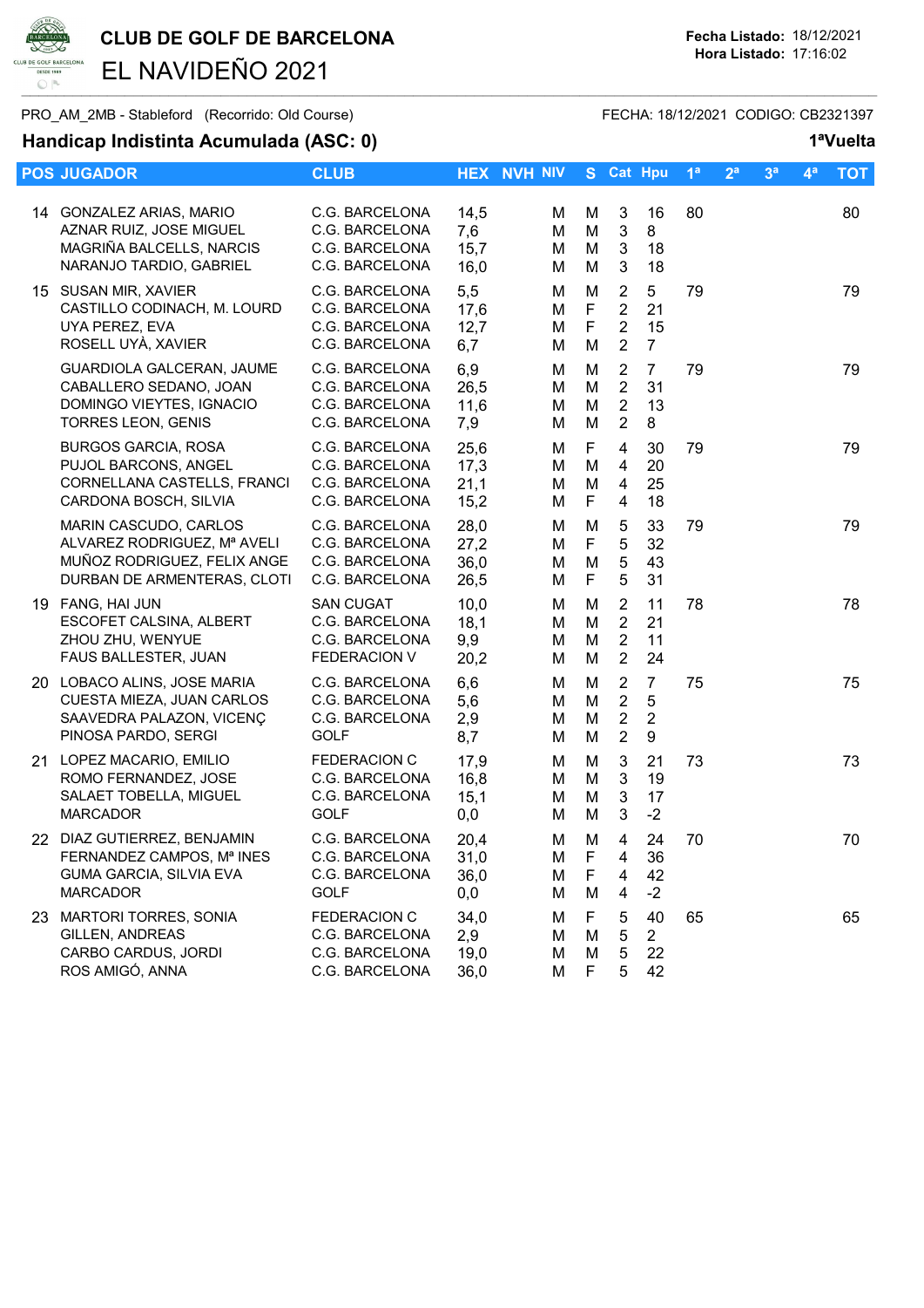# CLUB DE GOLF DE BARCELONA

EL NAVIDEÑO 2021

**Fecha Listado:** 18/12/2021
**Hora Listado:** 17:16:02

PRO_AM_2MB - Stableford (Recorrido: Old Course) FECHA: 18/12/2021 CODIGO: CB2321397

## Handicap Indistinta Acumulada (ASC: 0)

**1ªVuelta**

| POS | JUGADOR | CLUB | HEX | NVH | NIV | S | Cat | Hpu | 1ª | 2ª | 3ª | 4ª | TOT |
|---|---|---|---|---|---|---|---|---|---|---|---|---|---|
| 14 | GONZALEZ ARIAS, MARIO | C.G. BARCELONA | 14,5 | | M | M | 3 | 16 | 80 | | | | 80 |
| | AZNAR RUIZ, JOSE MIGUEL | C.G. BARCELONA | 7,6 | | M | M | 3 | 8 | | | | | |
| | MAGRIÑA BALCELLS, NARCIS | C.G. BARCELONA | 15,7 | | M | M | 3 | 18 | | | | | |
| | NARANJO TARDIO, GABRIEL | C.G. BARCELONA | 16,0 | | M | M | 3 | 18 | | | | | |
| 15 | SUSAN MIR, XAVIER | C.G. BARCELONA | 5,5 | | M | M | 2 | 5 | 79 | | | | 79 |
| | CASTILLO CODINACH, M. LOURD | C.G. BARCELONA | 17,6 | | M | F | 2 | 21 | | | | | |
| | UYA PEREZ, EVA | C.G. BARCELONA | 12,7 | | M | F | 2 | 15 | | | | | |
| | ROSELL UYÀ, XAVIER | C.G. BARCELONA | 6,7 | | M | M | 2 | 7 | | | | | |
| | GUARDIOLA GALCERAN, JAUME | C.G. BARCELONA | 6,9 | | M | M | 2 | 7 | 79 | | | | 79 |
| | CABALLERO SEDANO, JOAN | C.G. BARCELONA | 26,5 | | M | M | 2 | 31 | | | | | |
| | DOMINGO VIEYTES, IGNACIO | C.G. BARCELONA | 11,6 | | M | M | 2 | 13 | | | | | |
| | TORRES LEON, GENIS | C.G. BARCELONA | 7,9 | | M | M | 2 | 8 | | | | | |
| | BURGOS GARCIA, ROSA | C.G. BARCELONA | 25,6 | | M | F | 4 | 30 | 79 | | | | 79 |
| | PUJOL BARCONS, ANGEL | C.G. BARCELONA | 17,3 | | M | M | 4 | 20 | | | | | |
| | CORNELLANA CASTELLS, FRANCI | C.G. BARCELONA | 21,1 | | M | M | 4 | 25 | | | | | |
| | CARDONA BOSCH, SILVIA | C.G. BARCELONA | 15,2 | | M | F | 4 | 18 | | | | | |
| | MARIN CASCUDO, CARLOS | C.G. BARCELONA | 28,0 | | M | M | 5 | 33 | 79 | | | | 79 |
| | ALVAREZ RODRIGUEZ, Mª AVELI | C.G. BARCELONA | 27,2 | | M | F | 5 | 32 | | | | | |
| | MUÑOZ RODRIGUEZ, FELIX ANGE | C.G. BARCELONA | 36,0 | | M | M | 5 | 43 | | | | | |
| | DURBAN DE ARMENTERAS, CLOTI | C.G. BARCELONA | 26,5 | | M | F | 5 | 31 | | | | | |
| 19 | FANG, HAI JUN | SAN CUGAT | 10,0 | | M | M | 2 | 11 | 78 | | | | 78 |
| | ESCOFET CALSINA, ALBERT | C.G. BARCELONA | 18,1 | | M | M | 2 | 21 | | | | | |
| | ZHOU ZHU, WENYUE | C.G. BARCELONA | 9,9 | | M | M | 2 | 11 | | | | | |
| | FAUS BALLESTER, JUAN | FEDERACION V | 20,2 | | M | M | 2 | 24 | | | | | |
| 20 | LOBACO ALINS, JOSE MARIA | C.G. BARCELONA | 6,6 | | M | M | 2 | 7 | 75 | | | | 75 |
| | CUESTA MIEZA, JUAN CARLOS | C.G. BARCELONA | 5,6 | | M | M | 2 | 5 | | | | | |
| | SAAVEDRA PALAZON, VICENÇ | C.G. BARCELONA | 2,9 | | M | M | 2 | 2 | | | | | |
| | PINOSA PARDO, SERGI | GOLF | 8,7 | | M | M | 2 | 9 | | | | | |
| 21 | LOPEZ MACARIO, EMILIO | FEDERACION C | 17,9 | | M | M | 3 | 21 | 73 | | | | 73 |
| | ROMO FERNANDEZ, JOSE | C.G. BARCELONA | 16,8 | | M | M | 3 | 19 | | | | | |
| | SALAET TOBELLA, MIGUEL | C.G. BARCELONA | 15,1 | | M | M | 3 | 17 | | | | | |
| | MARCADOR | GOLF | 0,0 | | M | M | 3 | -2 | | | | | |
| 22 | DIAZ GUTIERREZ, BENJAMIN | C.G. BARCELONA | 20,4 | | M | M | 4 | 24 | 70 | | | | 70 |
| | FERNANDEZ CAMPOS, Mª INES | C.G. BARCELONA | 31,0 | | M | F | 4 | 36 | | | | | |
| | GUMA GARCIA, SILVIA EVA | C.G. BARCELONA | 36,0 | | M | F | 4 | 42 | | | | | |
| | MARCADOR | GOLF | 0,0 | | M | M | 4 | -2 | | | | | |
| 23 | MARTORI TORRES, SONIA | FEDERACION C | 34,0 | | M | F | 5 | 40 | 65 | | | | 65 |
| | GILLEN, ANDREAS | C.G. BARCELONA | 2,9 | | M | M | 5 | 2 | | | | | |
| | CARBO CARDUS, JORDI | C.G. BARCELONA | 19,0 | | M | M | 5 | 22 | | | | | |
| | ROS AMIGÓ, ANNA | C.G. BARCELONA | 36,0 | | M | F | 5 | 42 | | | | | |